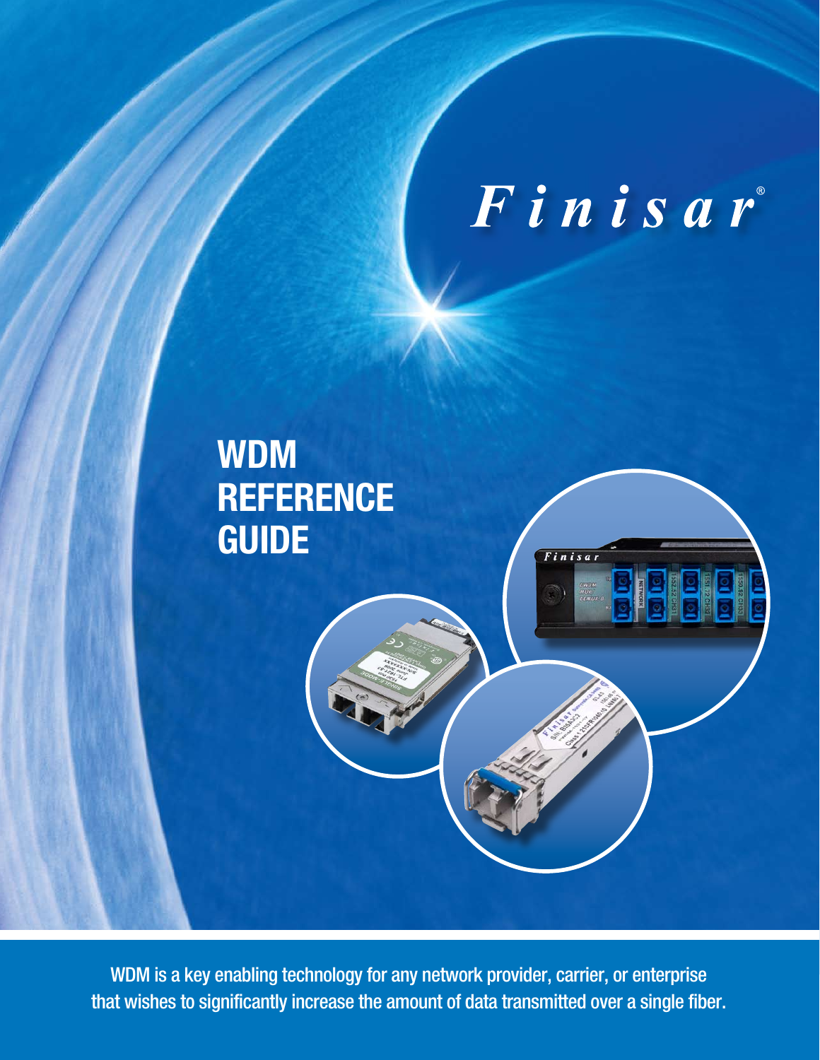Finisar

# WDM REFERENCE GUIDE

WDM is a key enabling technology for any network provider, carrier, or enterprise that wishes to significantly increase the amount of data transmitted over a single fiber.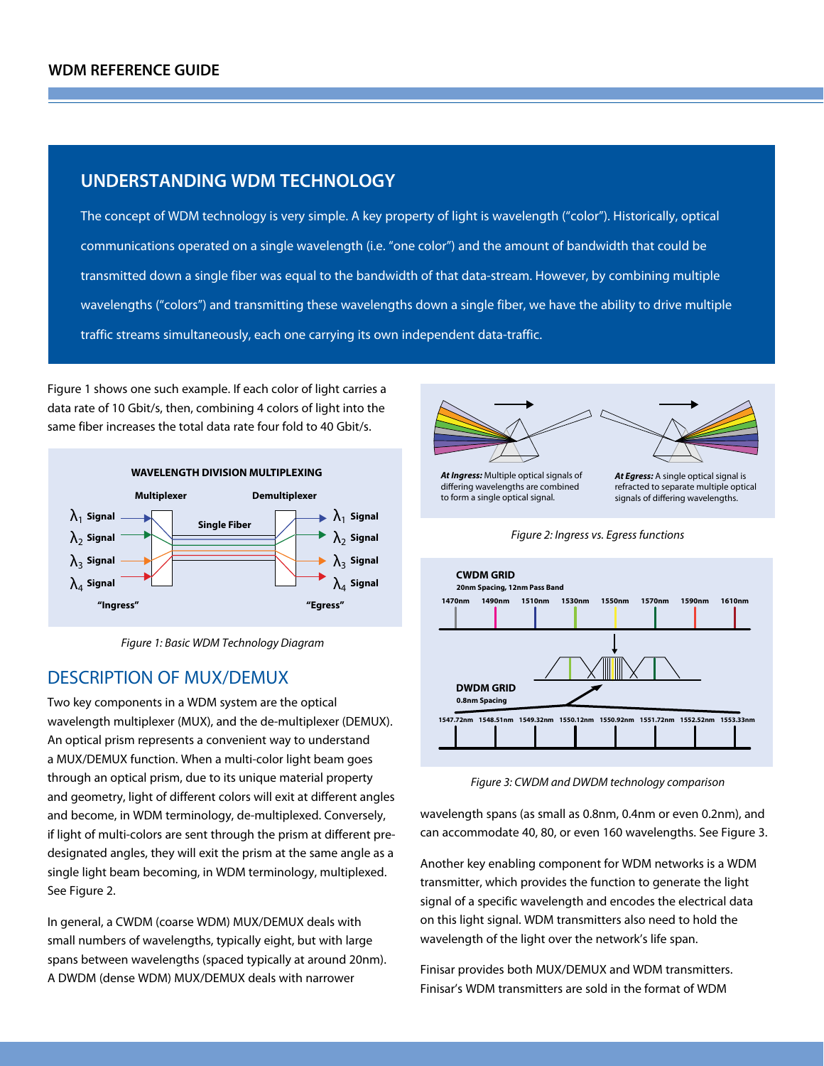## UNDERSTANDING WDM TECHNOLOGY

The concept of WDM technology is very simple. A key property of light is wavelength ("color"). Historically, optical communications operated on a single wavelength (i.e. "one color") and the amount of bandwidth that could be transmitted down a single fiber was equal to the bandwidth of that data-stream. However, by combining multiple wavelengths ("colors") and transmitting these wavelengths down a single fiber, we have the ability to drive multiple traffic streams simultaneously, each one carrying its own independent data-traffic.

Figure 1 shows one such example. If each color of light carries a data rate of 10 Gbit/s, then, combining 4 colors of light into the same fiber increases the total data rate four fold to 40 Gbit/s.

WAVELENGTH DIVISION MULTIPLEXING

Multiplexer — Single Fiber — Demultiplexer

$\lambda_1$ Signal, $\lambda_2$ Signal, $\lambda_3$ Signal, $\lambda_4$ Signal — "Ingress" / "Egress"

*Figure 1: Basic WDM Technology Diagram*

## DESCRIPTION OF MUX/DEMUX

Two key components in a WDM system are the optical wavelength multiplexer (MUX), and the de-multiplexer (DEMUX). An optical prism represents a convenient way to understand a MUX/DEMUX function. When a multi-color light beam goes through an optical prism, due to its unique material property and geometry, light of different colors will exit at different angles and become, in WDM terminology, de-multiplexed. Conversely, if light of multi-colors are sent through the prism at different pre-designated angles, they will exit the prism at the same angle as a single light beam becoming, in WDM terminology, multiplexed. See Figure 2.

In general, a CWDM (coarse WDM) MUX/DEMUX deals with small numbers of wavelengths, typically eight, but with large spans between wavelengths (spaced typically at around 20nm). A DWDM (dense WDM) MUX/DEMUX deals with narrower wavelength spans (as small as 0.8nm, 0.4nm or even 0.2nm), and can accommodate 40, 80, or even 160 wavelengths. See Figure 3.

***At Ingress:*** Multiple optical signals of differing wavelengths are combined to form a single optical signal.

***At Egress:*** A single optical signal is refracted to separate multiple optical signals of differing wavelengths.

*Figure 2: Ingress vs. Egress functions*

**CWDM GRID**
20nm Spacing, 12nm Pass Band
1470nm, 1490nm, 1510nm, 1530nm, 1550nm, 1570nm, 1590nm, 1610nm

**DWDM GRID**
0.8nm Spacing
1547.72nm, 1548.51nm, 1549.32nm, 1550.12nm, 1550.92nm, 1551.72nm, 1552.52nm, 1553.33nm

*Figure 3: CWDM and DWDM technology comparison*

Another key enabling component for WDM networks is a WDM transmitter, which provides the function to generate the light signal of a specific wavelength and encodes the electrical data on this light signal. WDM transmitters also need to hold the wavelength of the light over the network's life span.

Finisar provides both MUX/DEMUX and WDM transmitters. Finisar's WDM transmitters are sold in the format of WDM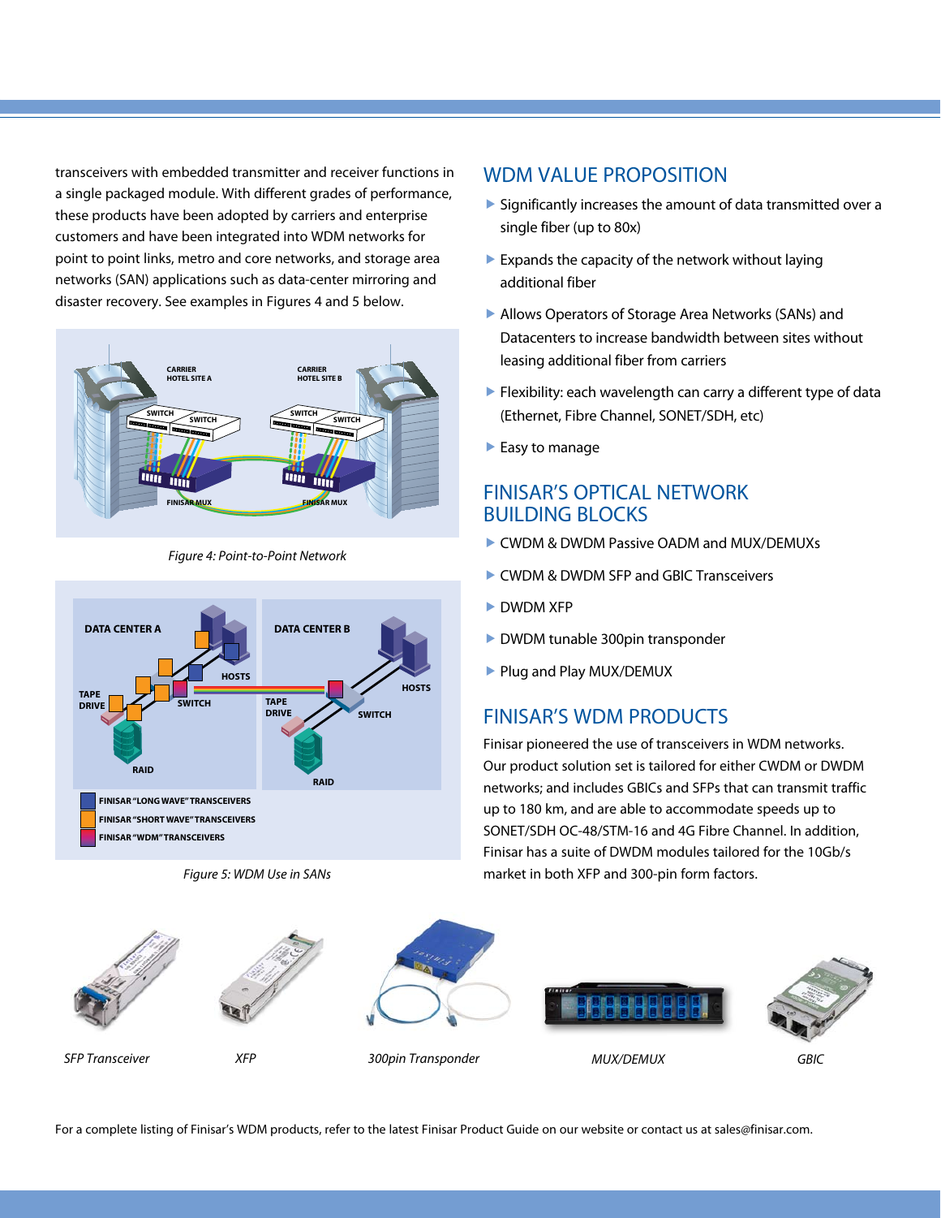transceivers with embedded transmitter and receiver functions in a single packaged module. With different grades of performance, these products have been adopted by carriers and enterprise customers and have been integrated into WDM networks for point to point links, metro and core networks, and storage area networks (SAN) applications such as data-center mirroring and disaster recovery. See examples in Figures 4 and 5 below.

*Figure 4: Point-to-Point Network*

*Figure 5: WDM Use in SANs*

## WDM VALUE PROPOSITION

- Significantly increases the amount of data transmitted over a single fiber (up to 80x)
- Expands the capacity of the network without laying additional fiber
- Allows Operators of Storage Area Networks (SANs) and Datacenters to increase bandwidth between sites without leasing additional fiber from carriers
- Flexibility: each wavelength can carry a different type of data (Ethernet, Fibre Channel, SONET/SDH, etc)
- Easy to manage

## FINISAR'S OPTICAL NETWORK BUILDING BLOCKS

- CWDM & DWDM Passive OADM and MUX/DEMUXs
- CWDM & DWDM SFP and GBIC Transceivers
- DWDM XFP
- DWDM tunable 300pin transponder
- Plug and Play MUX/DEMUX

## FINISAR'S WDM PRODUCTS

Finisar pioneered the use of transceivers in WDM networks. Our product solution set is tailored for either CWDM or DWDM networks; and includes GBICs and SFPs that can transmit traffic up to 180 km, and are able to accommodate speeds up to SONET/SDH OC-48/STM-16 and 4G Fibre Channel. In addition, Finisar has a suite of DWDM modules tailored for the 10Gb/s market in both XFP and 300-pin form factors.

*SFP Transceiver* *XFP* *300pin Transponder* *MUX/DEMUX* *GBIC*

For a complete listing of Finisar's WDM products, refer to the latest Finisar Product Guide on our website or contact us at sales@finisar.com.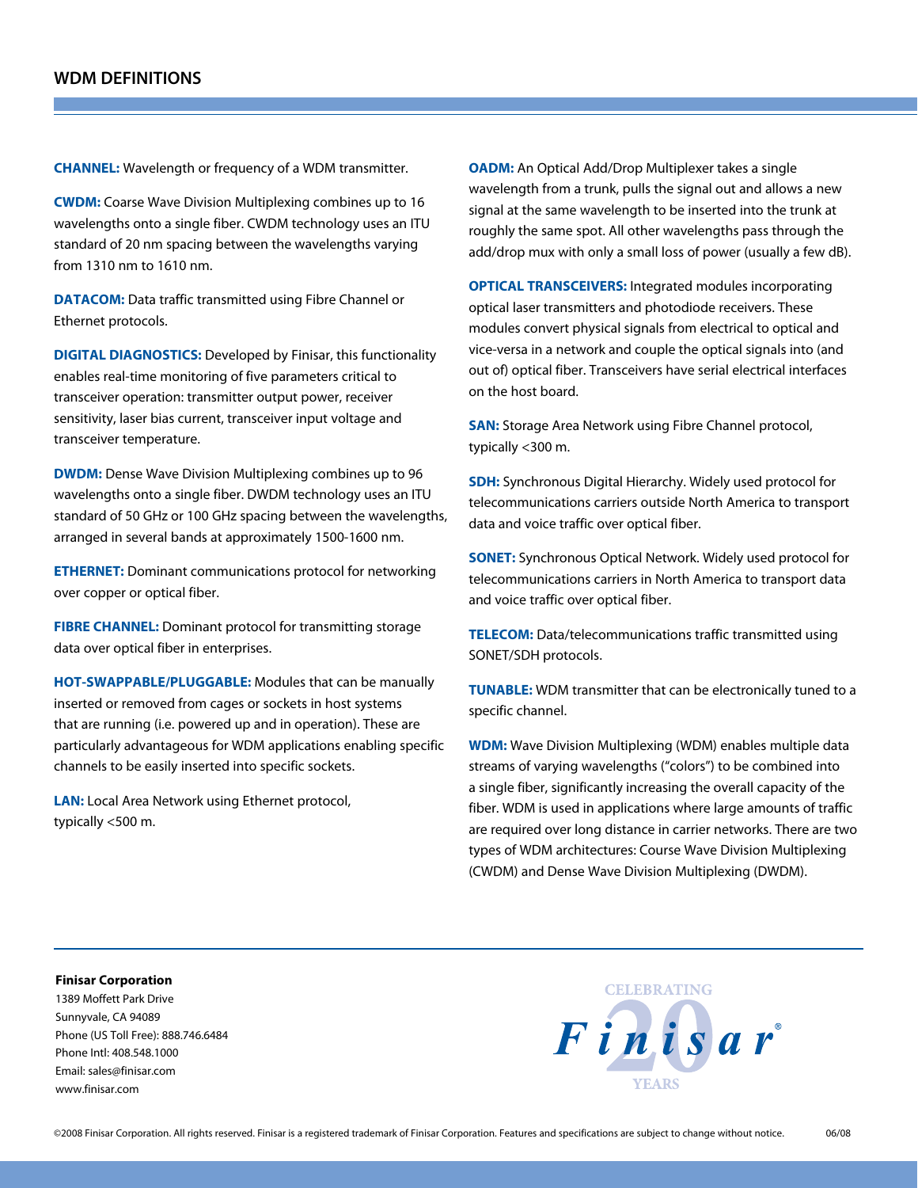## WDM DEFINITIONS

**CHANNEL:** Wavelength or frequency of a WDM transmitter.

**CWDM:** Coarse Wave Division Multiplexing combines up to 16 wavelengths onto a single fiber. CWDM technology uses an ITU standard of 20 nm spacing between the wavelengths varying from 1310 nm to 1610 nm.

**DATACOM:** Data traffic transmitted using Fibre Channel or Ethernet protocols.

**DIGITAL DIAGNOSTICS:** Developed by Finisar, this functionality enables real-time monitoring of five parameters critical to transceiver operation: transmitter output power, receiver sensitivity, laser bias current, transceiver input voltage and transceiver temperature.

**DWDM:** Dense Wave Division Multiplexing combines up to 96 wavelengths onto a single fiber. DWDM technology uses an ITU standard of 50 GHz or 100 GHz spacing between the wavelengths, arranged in several bands at approximately 1500-1600 nm.

**ETHERNET:** Dominant communications protocol for networking over copper or optical fiber.

**FIBRE CHANNEL:** Dominant protocol for transmitting storage data over optical fiber in enterprises.

**HOT-SWAPPABLE/PLUGGABLE:** Modules that can be manually inserted or removed from cages or sockets in host systems that are running (i.e. powered up and in operation). These are particularly advantageous for WDM applications enabling specific channels to be easily inserted into specific sockets.

**LAN:** Local Area Network using Ethernet protocol, typically <500 m.

**OADM:** An Optical Add/Drop Multiplexer takes a single wavelength from a trunk, pulls the signal out and allows a new signal at the same wavelength to be inserted into the trunk at roughly the same spot. All other wavelengths pass through the add/drop mux with only a small loss of power (usually a few dB).

**OPTICAL TRANSCEIVERS:** Integrated modules incorporating optical laser transmitters and photodiode receivers. These modules convert physical signals from electrical to optical and vice-versa in a network and couple the optical signals into (and out of) optical fiber. Transceivers have serial electrical interfaces on the host board.

**SAN:** Storage Area Network using Fibre Channel protocol, typically <300 m.

**SDH:** Synchronous Digital Hierarchy. Widely used protocol for telecommunications carriers outside North America to transport data and voice traffic over optical fiber.

**SONET:** Synchronous Optical Network. Widely used protocol for telecommunications carriers in North America to transport data and voice traffic over optical fiber.

**TELECOM:** Data/telecommunications traffic transmitted using SONET/SDH protocols.

**TUNABLE:** WDM transmitter that can be electronically tuned to a specific channel.

**WDM:** Wave Division Multiplexing (WDM) enables multiple data streams of varying wavelengths ("colors") to be combined into a single fiber, significantly increasing the overall capacity of the fiber. WDM is used in applications where large amounts of traffic are required over long distance in carrier networks. There are two types of WDM architectures: Course Wave Division Multiplexing (CWDM) and Dense Wave Division Multiplexing (DWDM).

**Finisar Corporation**
1389 Moffett Park Drive
Sunnyvale, CA 94089
Phone (US Toll Free): 888.746.6484
Phone Intl: 408.548.1000
Email: sales@finisar.com
www.finisar.com

CELEBRATING 20 YEARS Finisar®

©2008 Finisar Corporation. All rights reserved. Finisar is a registered trademark of Finisar Corporation. Features and specifications are subject to change without notice. 06/08